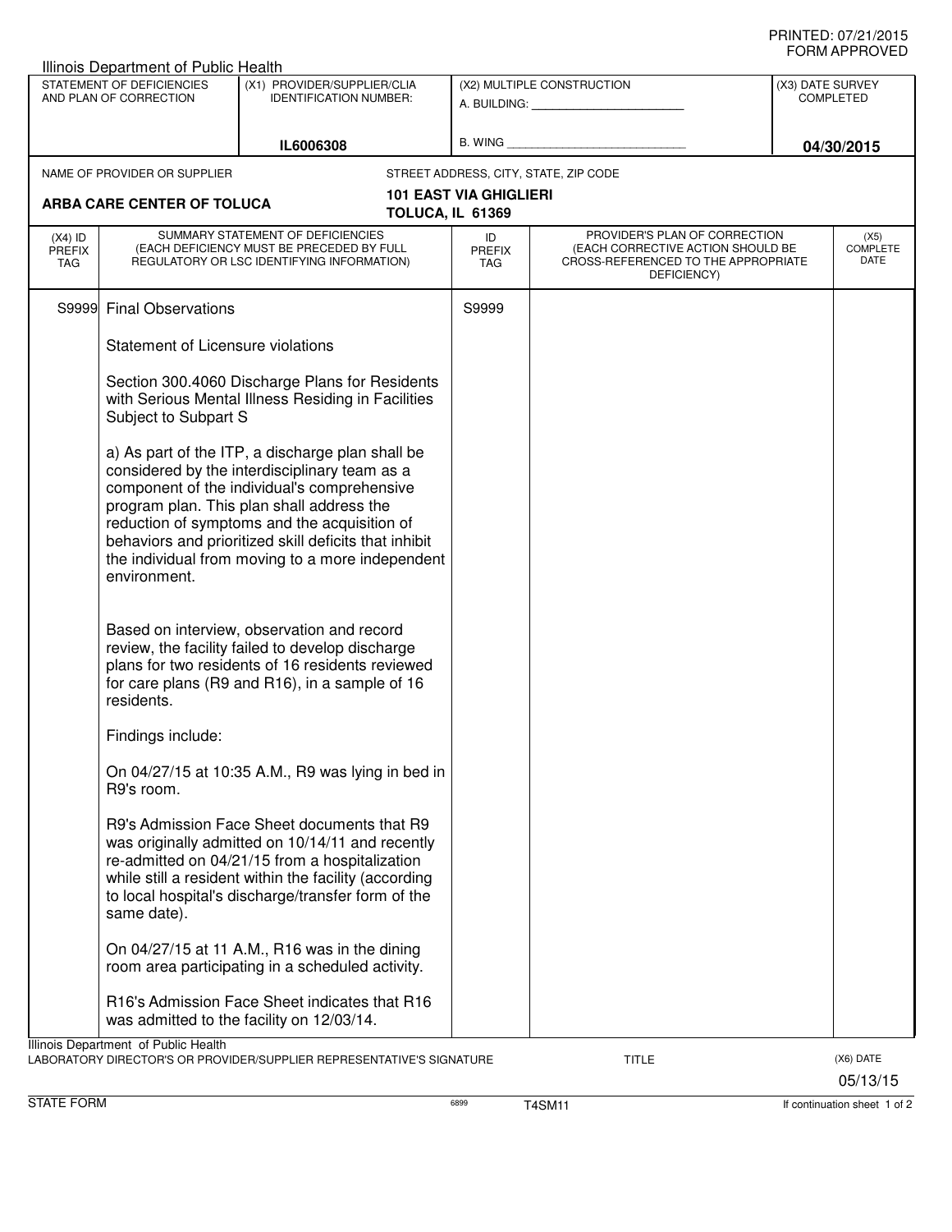PRINTED: 07/21/2015
FORM APPROVED

Illinois Department of Public Health

| STATEMENT OF DEFICIENCIES AND PLAN OF CORRECTION | (X1) PROVIDER/SUPPLIER/CLIA IDENTIFICATION NUMBER: | (X2) MULTIPLE CONSTRUCTION | (X3) DATE SURVEY COMPLETED |
|---|---|---|---|
| | IL6006308 | A. BUILDING: ______ B. WING ______ | 04/30/2015 |

| NAME OF PROVIDER OR SUPPLIER | STREET ADDRESS, CITY, STATE, ZIP CODE |
|---|---|
| ARBA CARE CENTER OF TOLUCA | 101 EAST VIA GHIGLIERI TOLUCA, IL 61369 |

| (X4) ID PREFIX TAG | SUMMARY STATEMENT OF DEFICIENCIES (EACH DEFICIENCY MUST BE PRECEDED BY FULL REGULATORY OR LSC IDENTIFYING INFORMATION) | ID PREFIX TAG | PROVIDER'S PLAN OF CORRECTION (EACH CORRECTIVE ACTION SHOULD BE CROSS-REFERENCED TO THE APPROPRIATE DEFICIENCY) | (X5) COMPLETE DATE |
|---|---|---|---|---|
| S9999 | Final Observations | S9999 | | |

Statement of Licensure violations

Section 300.4060 Discharge Plans for Residents with Serious Mental Illness Residing in Facilities Subject to Subpart S

a) As part of the ITP, a discharge plan shall be considered by the interdisciplinary team as a component of the individual's comprehensive program plan. This plan shall address the reduction of symptoms and the acquisition of behaviors and prioritized skill deficits that inhibit the individual from moving to a more independent environment.

Based on interview, observation and record review, the facility failed to develop discharge plans for two residents of 16 residents reviewed for care plans (R9 and R16), in a sample of 16 residents.

Findings include:

On 04/27/15 at 10:35 A.M., R9 was lying in bed in R9's room.

R9's Admission Face Sheet documents that R9 was originally admitted on 10/14/11 and recently re-admitted on 04/21/15 from a hospitalization while still a resident within the facility (according to local hospital's discharge/transfer form of the same date).

On 04/27/15 at 11 A.M., R16 was in the dining room area participating in a scheduled activity.

R16's Admission Face Sheet indicates that R16 was admitted to the facility on 12/03/14.

Illinois Department of Public Health

LABORATORY DIRECTOR'S OR PROVIDER/SUPPLIER REPRESENTATIVE'S SIGNATURE — TITLE — (X6) DATE 05/13/15

STATE FORM 6899 T4SM11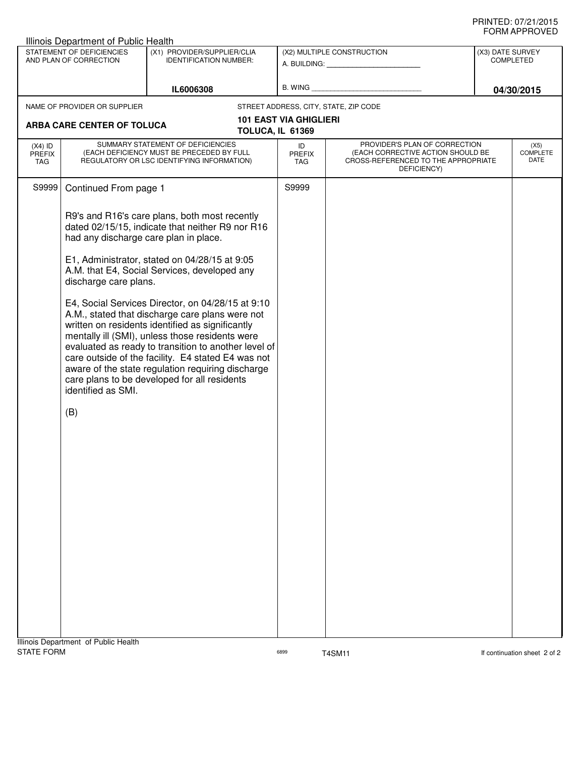PRINTED: 07/21/2015
FORM APPROVED

Illinois Department of Public Health

| STATEMENT OF DEFICIENCIES AND PLAN OF CORRECTION | (X1) PROVIDER/SUPPLIER/CLIA IDENTIFICATION NUMBER: | (X2) MULTIPLE CONSTRUCTION | (X3) DATE SURVEY COMPLETED |
|---|---|---|---|
| | IL6006308 | A. BUILDING: ______ B. WING ______ | 04/30/2015 |

NAME OF PROVIDER OR SUPPLIER: **ARBA CARE CENTER OF TOLUCA**

STREET ADDRESS, CITY, STATE, ZIP CODE: **101 EAST VIA GHIGLIERI, TOLUCA, IL 61369**

| (X4) ID PREFIX TAG | SUMMARY STATEMENT OF DEFICIENCIES (EACH DEFICIENCY MUST BE PRECEDED BY FULL REGULATORY OR LSC IDENTIFYING INFORMATION) | ID PREFIX TAG | PROVIDER'S PLAN OF CORRECTION (EACH CORRECTIVE ACTION SHOULD BE CROSS-REFERENCED TO THE APPROPRIATE DEFICIENCY) | (X5) COMPLETE DATE |
|---|---|---|---|---|
| S9999 | Continued From page 1<br><br>R9's and R16's care plans, both most recently dated 02/15/15, indicate that neither R9 nor R16 had any discharge care plan in place.<br><br>E1, Administrator, stated on 04/28/15 at 9:05 A.M. that E4, Social Services, developed any discharge care plans.<br><br>E4, Social Services Director, on 04/28/15 at 9:10 A.M., stated that discharge care plans were not written on residents identified as significantly mentally ill (SMI), unless those residents were evaluated as ready to transition to another level of care outside of the facility. E4 stated E4 was not aware of the state regulation requiring discharge care plans to be developed for all residents identified as SMI.<br><br>(B) | S9999 | | |

Illinois Department of Public Health
STATE FORM 6899 T4SM11